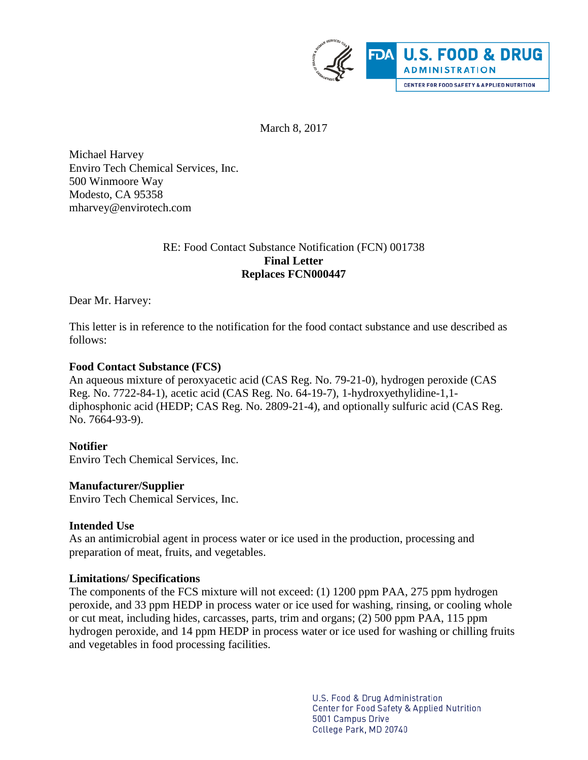March 8, 2017

Michael Harvey
Enviro Tech Chemical Services, Inc.
500 Winmoore Way
Modesto, CA 95358
mharvey@envirotech.com

RE: Food Contact Substance Notification (FCN) 001738
**Final Letter**
**Replaces FCN000447**

Dear Mr. Harvey:

This letter is in reference to the notification for the food contact substance and use described as follows:

**Food Contact Substance (FCS)**
An aqueous mixture of peroxyacetic acid (CAS Reg. No. 79-21-0), hydrogen peroxide (CAS Reg. No. 7722-84-1), acetic acid (CAS Reg. No. 64-19-7), 1-hydroxyethylidine-1,1-diphosphonic acid (HEDP; CAS Reg. No. 2809-21-4), and optionally sulfuric acid (CAS Reg. No. 7664-93-9).

**Notifier**
Enviro Tech Chemical Services, Inc.

**Manufacturer/Supplier**
Enviro Tech Chemical Services, Inc.

**Intended Use**
As an antimicrobial agent in process water or ice used in the production, processing and preparation of meat, fruits, and vegetables.

**Limitations/ Specifications**
The components of the FCS mixture will not exceed: (1) 1200 ppm PAA, 275 ppm hydrogen peroxide, and 33 ppm HEDP in process water or ice used for washing, rinsing, or cooling whole or cut meat, including hides, carcasses, parts, trim and organs; (2) 500 ppm PAA, 115 ppm hydrogen peroxide, and 14 ppm HEDP in process water or ice used for washing or chilling fruits and vegetables in food processing facilities.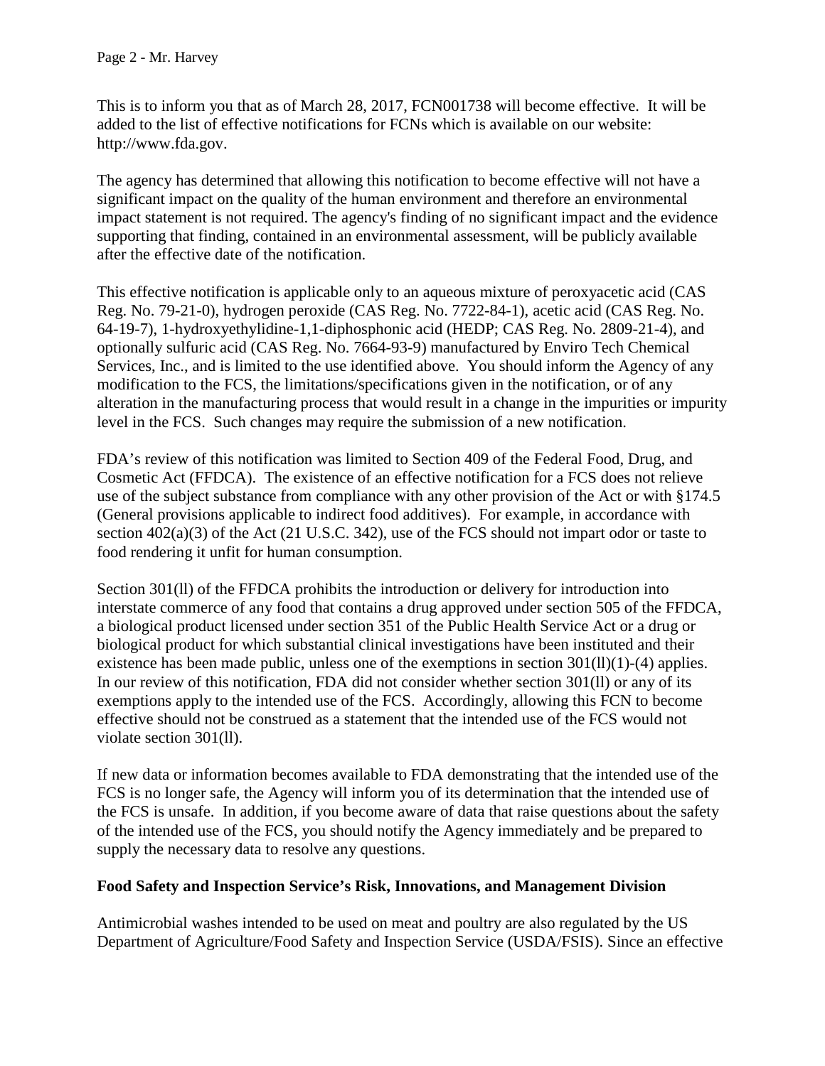This is to inform you that as of March 28, 2017, FCN001738 will become effective. It will be added to the list of effective notifications for FCNs which is available on our website: http://www.fda.gov.

The agency has determined that allowing this notification to become effective will not have a significant impact on the quality of the human environment and therefore an environmental impact statement is not required. The agency's finding of no significant impact and the evidence supporting that finding, contained in an environmental assessment, will be publicly available after the effective date of the notification.

This effective notification is applicable only to an aqueous mixture of peroxyacetic acid (CAS Reg. No. 79-21-0), hydrogen peroxide (CAS Reg. No. 7722-84-1), acetic acid (CAS Reg. No. 64-19-7), 1-hydroxyethylidine-1,1-diphosphonic acid (HEDP; CAS Reg. No. 2809-21-4), and optionally sulfuric acid (CAS Reg. No. 7664-93-9) manufactured by Enviro Tech Chemical Services, Inc., and is limited to the use identified above. You should inform the Agency of any modification to the FCS, the limitations/specifications given in the notification, or of any alteration in the manufacturing process that would result in a change in the impurities or impurity level in the FCS. Such changes may require the submission of a new notification.

FDA's review of this notification was limited to Section 409 of the Federal Food, Drug, and Cosmetic Act (FFDCA). The existence of an effective notification for a FCS does not relieve use of the subject substance from compliance with any other provision of the Act or with §174.5 (General provisions applicable to indirect food additives). For example, in accordance with section 402(a)(3) of the Act (21 U.S.C. 342), use of the FCS should not impart odor or taste to food rendering it unfit for human consumption.

Section 301(ll) of the FFDCA prohibits the introduction or delivery for introduction into interstate commerce of any food that contains a drug approved under section 505 of the FFDCA, a biological product licensed under section 351 of the Public Health Service Act or a drug or biological product for which substantial clinical investigations have been instituted and their existence has been made public, unless one of the exemptions in section 301(ll)(1)-(4) applies. In our review of this notification, FDA did not consider whether section 301(ll) or any of its exemptions apply to the intended use of the FCS. Accordingly, allowing this FCN to become effective should not be construed as a statement that the intended use of the FCS would not violate section 301(ll).

If new data or information becomes available to FDA demonstrating that the intended use of the FCS is no longer safe, the Agency will inform you of its determination that the intended use of the FCS is unsafe. In addition, if you become aware of data that raise questions about the safety of the intended use of the FCS, you should notify the Agency immediately and be prepared to supply the necessary data to resolve any questions.

**Food Safety and Inspection Service's Risk, Innovations, and Management Division**

Antimicrobial washes intended to be used on meat and poultry are also regulated by the US Department of Agriculture/Food Safety and Inspection Service (USDA/FSIS). Since an effective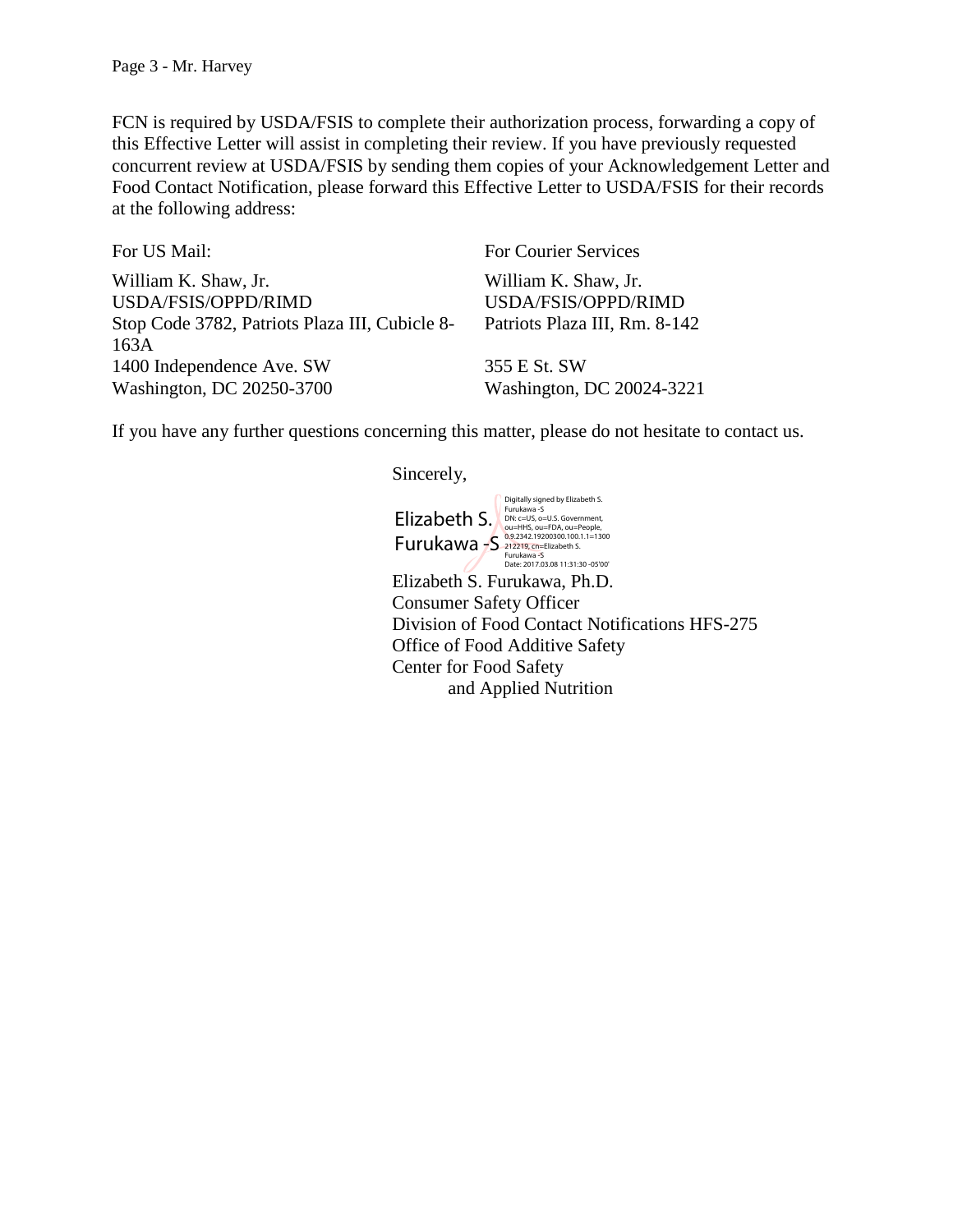FCN is required by USDA/FSIS to complete their authorization process, forwarding a copy of this Effective Letter will assist in completing their review. If you have previously requested concurrent review at USDA/FSIS by sending them copies of your Acknowledgement Letter and Food Contact Notification, please forward this Effective Letter to USDA/FSIS for their records at the following address:

| For US Mail: | For Courier Services |
| --- | --- |
| William K. Shaw, Jr.<br>USDA/FSIS/OPPD/RIMD<br>Stop Code 3782, Patriots Plaza III, Cubicle 8-163A<br>1400 Independence Ave. SW<br>Washington, DC 20250-3700 | William K. Shaw, Jr.<br>USDA/FSIS/OPPD/RIMD<br>Patriots Plaza III, Rm. 8-142<br><br>355 E St. SW<br>Washington, DC 20024-3221 |

If you have any further questions concerning this matter, please do not hesitate to contact us.

Sincerely,

Elizabeth S. Furukawa -S

Digitally signed by Elizabeth S. Furukawa -S
DN: c=US, o=U.S. Government, ou=HHS, ou=FDA, ou=People, 0.9.2342.19200300.100.1.1=1300212219, cn=Elizabeth S. Furukawa -S
Date: 2017.03.08 11:31:30 -05'00'

Elizabeth S. Furukawa, Ph.D.
Consumer Safety Officer
Division of Food Contact Notifications HFS-275
Office of Food Additive Safety
Center for Food Safety
and Applied Nutrition